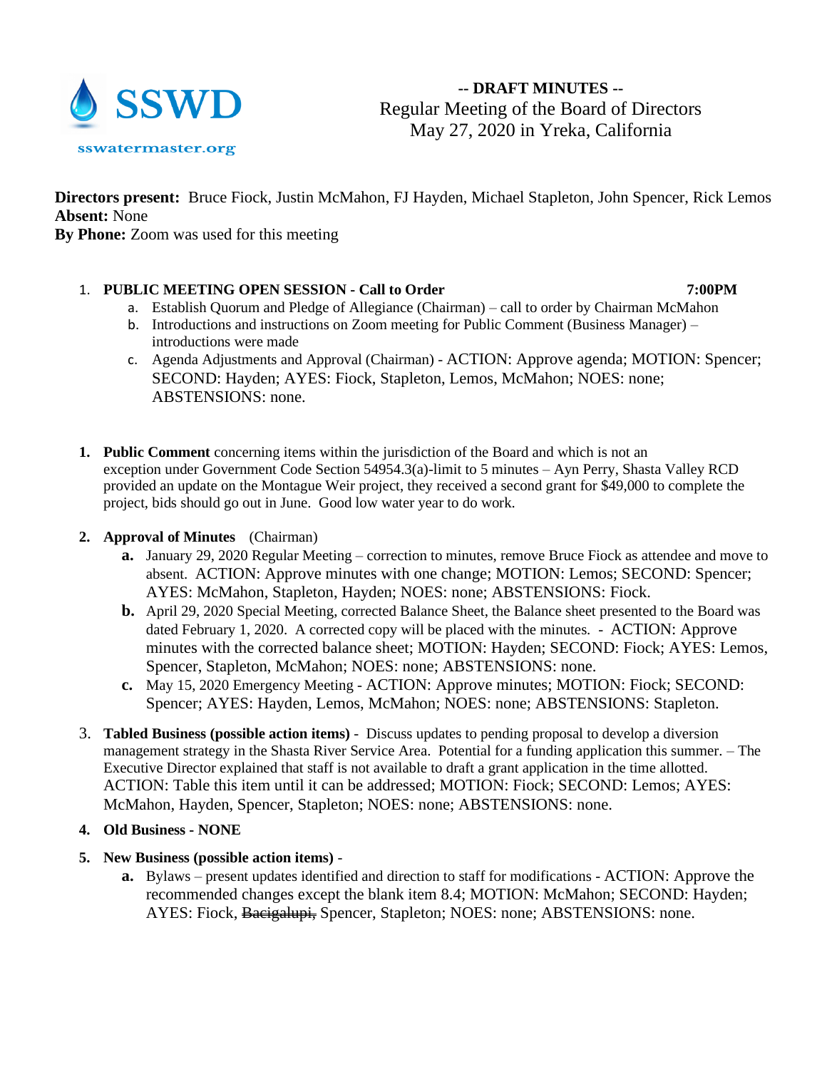SSWD

sswatermaster.org

**-- DRAFT MINUTES --**

Regular Meeting of the Board of Directors
May 27, 2020 in Yreka, California

**Directors present:** Bruce Fiock, Justin McMahon, FJ Hayden, Michael Stapleton, John Spencer, Rick Lemos
**Absent:** None
**By Phone:** Zoom was used for this meeting

1. **PUBLIC MEETING OPEN SESSION - Call to Order** **7:00PM**
   a. Establish Quorum and Pledge of Allegiance (Chairman) – call to order by Chairman McMahon
   b. Introductions and instructions on Zoom meeting for Public Comment (Business Manager) – introductions were made
   c. Agenda Adjustments and Approval (Chairman) - ACTION: Approve agenda; MOTION: Spencer; SECOND: Hayden; AYES: Fiock, Stapleton, Lemos, McMahon; NOES: none; ABSTENSIONS: none.

1. **Public Comment** concerning items within the jurisdiction of the Board and which is not an exception under Government Code Section 54954.3(a)-limit to 5 minutes – Ayn Perry, Shasta Valley RCD provided an update on the Montague Weir project, they received a second grant for $49,000 to complete the project, bids should go out in June. Good low water year to do work.

2. **Approval of Minutes** (Chairman)
   **a.** January 29, 2020 Regular Meeting – correction to minutes, remove Bruce Fiock as attendee and move to absent. ACTION: Approve minutes with one change; MOTION: Lemos; SECOND: Spencer; AYES: McMahon, Stapleton, Hayden; NOES: none; ABSTENSIONS: Fiock.
   **b.** April 29, 2020 Special Meeting, corrected Balance Sheet, the Balance sheet presented to the Board was dated February 1, 2020. A corrected copy will be placed with the minutes. - ACTION: Approve minutes with the corrected balance sheet; MOTION: Hayden; SECOND: Fiock; AYES: Lemos, Spencer, Stapleton, McMahon; NOES: none; ABSTENSIONS: none.
   **c.** May 15, 2020 Emergency Meeting - ACTION: Approve minutes; MOTION: Fiock; SECOND: Spencer; AYES: Hayden, Lemos, McMahon; NOES: none; ABSTENSIONS: Stapleton.

3. **Tabled Business (possible action items)** - Discuss updates to pending proposal to develop a diversion management strategy in the Shasta River Service Area. Potential for a funding application this summer. – The Executive Director explained that staff is not available to draft a grant application in the time allotted. ACTION: Table this item until it can be addressed; MOTION: Fiock; SECOND: Lemos; AYES: McMahon, Hayden, Spencer, Stapleton; NOES: none; ABSTENSIONS: none.

4. **Old Business - NONE**

5. **New Business (possible action items)** -
   **a.** Bylaws – present updates identified and direction to staff for modifications - ACTION: Approve the recommended changes except the blank item 8.4; MOTION: McMahon; SECOND: Hayden; AYES: Fiock, ~~Bacigalupi,~~ Spencer, Stapleton; NOES: none; ABSTENSIONS: none.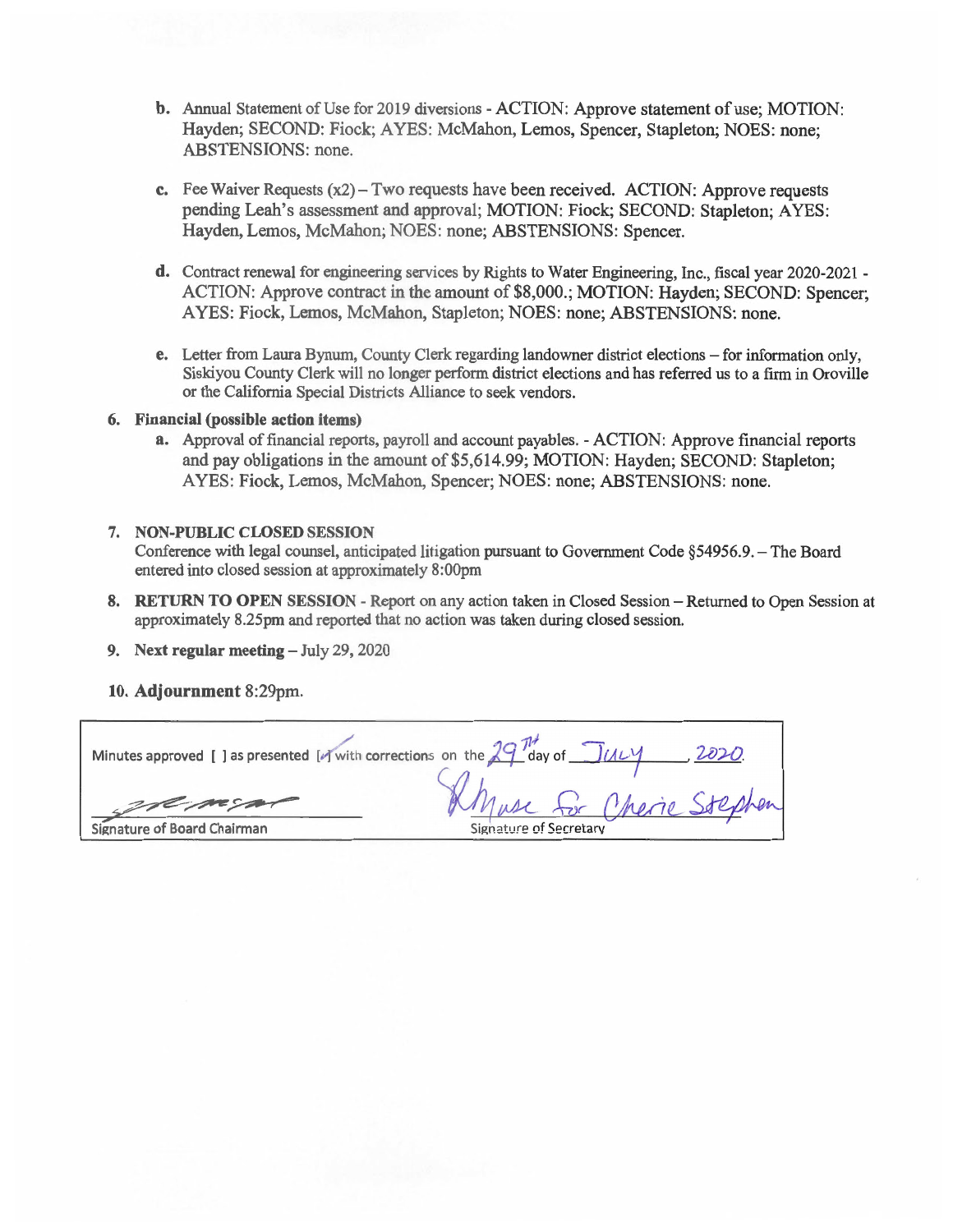b. Annual Statement of Use for 2019 diversions - ACTION: Approve statement of use; MOTION: Hayden; SECOND: Fiock; AYES: McMahon, Lemos, Spencer, Stapleton; NOES: none; ABSTENSIONS: none.

c. Fee Waiver Requests (x2) – Two requests have been received. ACTION: Approve requests pending Leah's assessment and approval; MOTION: Fiock; SECOND: Stapleton; AYES: Hayden, Lemos, McMahon; NOES: none; ABSTENSIONS: Spencer.

d. Contract renewal for engineering services by Rights to Water Engineering, Inc., fiscal year 2020-2021 - ACTION: Approve contract in the amount of $8,000.; MOTION: Hayden; SECOND: Spencer; AYES: Fiock, Lemos, McMahon, Stapleton; NOES: none; ABSTENSIONS: none.

e. Letter from Laura Bynum, County Clerk regarding landowner district elections – for information only, Siskiyou County Clerk will no longer perform district elections and has referred us to a firm in Oroville or the California Special Districts Alliance to seek vendors.

6. **Financial (possible action items)**
   a. Approval of financial reports, payroll and account payables. - ACTION: Approve financial reports and pay obligations in the amount of $5,614.99; MOTION: Hayden; SECOND: Stapleton; AYES: Fiock, Lemos, McMahon, Spencer; NOES: none; ABSTENSIONS: none.

7. **NON-PUBLIC CLOSED SESSION**
   Conference with legal counsel, anticipated litigation pursuant to Government Code §54956.9. – The Board entered into closed session at approximately 8:00pm

8. **RETURN TO OPEN SESSION** - Report on any action taken in Closed Session – Returned to Open Session at approximately 8.25pm and reported that no action was taken during closed session.

9. **Next regular meeting** – July 29, 2020

10. **Adjournment** 8:29pm.

Minutes approved [ ] as presented [✓] with corrections on the 29TH day of JULY, 2020.

[signature]
Signature of Board Chairman

K Muse for Cherie Stephen
Signature of Secretary